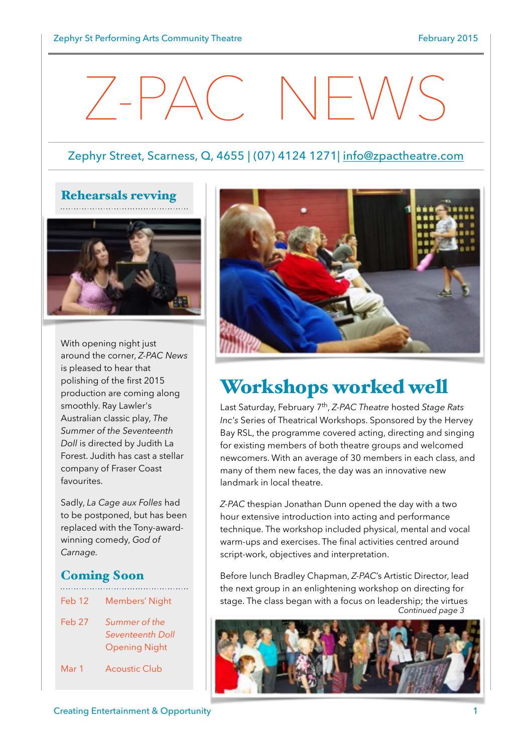# Z-PAC NEWS

Zephyr Street, Scarness, Q, 4655 | (07) 4124 1271| info@zpactheatre.com

## Rehearsals revving

With opening night just around the corner, *Z-PAC News* is pleased to hear that polishing of the first 2015 production are coming along smoothly. Ray Lawler's Australian classic play, *The Summer of the Seventeenth Doll* is directed by Judith La Forest. Judith has cast a stellar company of Fraser Coast favourites.

Sadly, *La Cage aux Folles* had to be postponed, but has been replaced with the Tony-award-winning comedy, *God of Carnage*.

## Coming Soon

| | |
|---|---|
| Feb 12 | Members' Night |
| Feb 27 | *Summer of the Seventeenth Doll* Opening Night |
| Mar 1 | Acoustic Club |

## Workshops worked well

Last Saturday, February 7th, *Z-PAC Theatre* hosted *Stage Rats Inc's* Series of Theatrical Workshops. Sponsored by the Hervey Bay RSL, the programme covered acting, directing and singing for existing members of both theatre groups and welcomed newcomers. With an average of 30 members in each class, and many of them new faces, the day was an innovative new landmark in local theatre.

*Z-PAC* thespian Jonathan Dunn opened the day with a two hour extensive introduction into acting and performance technique. The workshop included physical, mental and vocal warm-ups and exercises. The final activities centred around script-work, objectives and interpretation.

Before lunch Bradley Chapman, *Z-PAC*'s Artistic Director, lead the next group in an enlightening workshop on directing for stage. The class began with a focus on leadership; the virtues

*Continued page 3*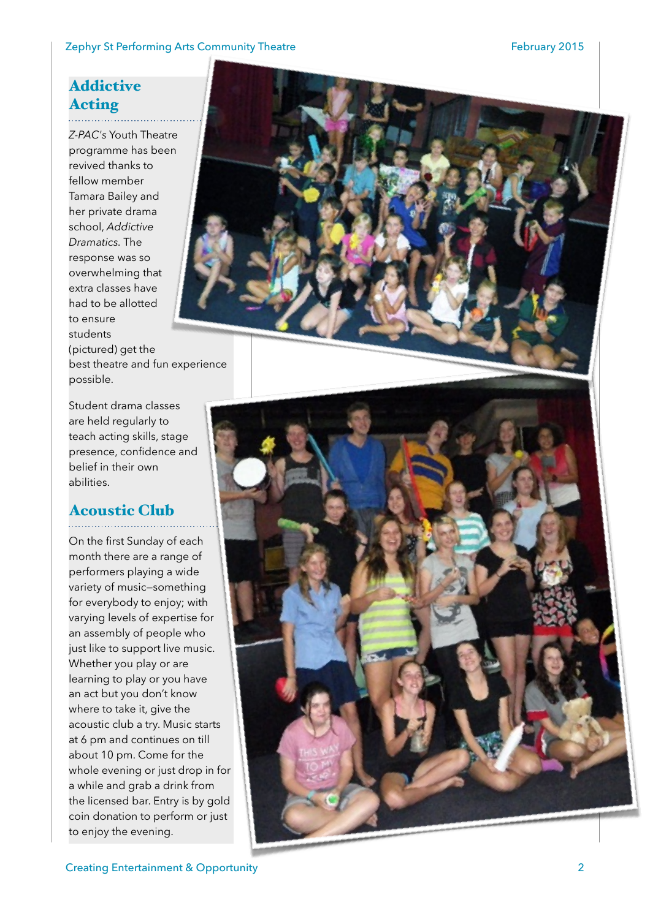## Addictive Acting

*Z-PAC's* Youth Theatre programme has been revived thanks to fellow member Tamara Bailey and her private drama school, *Addictive Dramatics.* The response was so overwhelming that extra classes have had to be allotted to ensure students (pictured) get the best theatre and fun experience possible.

Student drama classes are held regularly to teach acting skills, stage presence, confidence and belief in their own abilities.

## Acoustic Club

On the first Sunday of each month there are a range of performers playing a wide variety of music–something for everybody to enjoy; with varying levels of expertise for an assembly of people who just like to support live music. Whether you play or are learning to play or you have an act but you don't know where to take it, give the acoustic club a try. Music starts at 6 pm and continues on till about 10 pm. Come for the whole evening or just drop in for a while and grab a drink from the licensed bar. Entry is by gold coin donation to perform or just to enjoy the evening.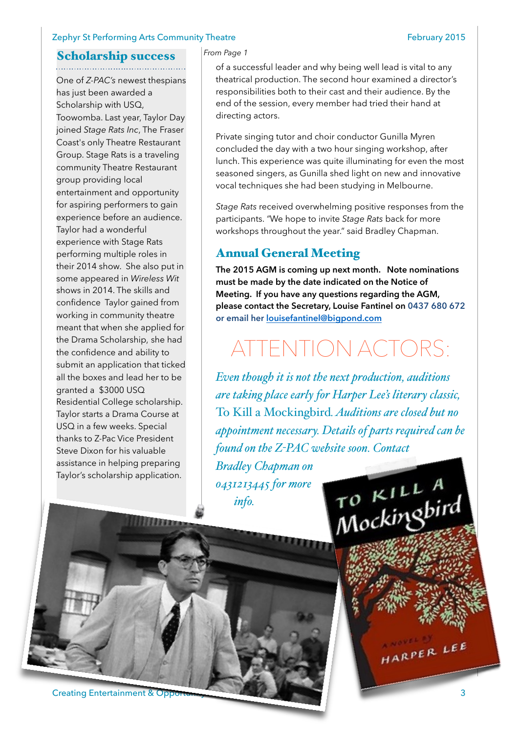## Scholarship success

One of *Z-PAC's* newest thespians has just been awarded a Scholarship with USQ, Toowomba. Last year, Taylor Day joined *Stage Rats Inc*, The Fraser Coast's only Theatre Restaurant Group. Stage Rats is a traveling community Theatre Restaurant group providing local entertainment and opportunity for aspiring performers to gain experience before an audience. Taylor had a wonderful experience with Stage Rats performing multiple roles in their 2014 show. She also put in some appeared in *Wireless Wit* shows in 2014. The skills and confidence Taylor gained from working in community theatre meant that when she applied for the Drama Scholarship, she had the confidence and ability to submit an application that ticked all the boxes and lead her to be granted a $3000 USQ Residential College scholarship. Taylor starts a Drama Course at USQ in a few weeks. Special thanks to Z-Pac Vice President Steve Dixon for his valuable assistance in helping preparing Taylor's scholarship application.

*From Page 1*

of a successful leader and why being well lead is vital to any theatrical production. The second hour examined a director's responsibilities both to their cast and their audience. By the end of the session, every member had tried their hand at directing actors.

Private singing tutor and choir conductor Gunilla Myren concluded the day with a two hour singing workshop, after lunch. This experience was quite illuminating for even the most seasoned singers, as Gunilla shed light on new and innovative vocal techniques she had been studying in Melbourne.

*Stage Rats* received overwhelming positive responses from the participants. "We hope to invite *Stage Rats* back for more workshops throughout the year." said Bradley Chapman.

## Annual General Meeting

**The 2015 AGM is coming up next month. Note nominations must be made by the date indicated on the Notice of Meeting. If you have any questions regarding the AGM, please contact the Secretary, Louise Fantinel on 0437 680 672 or email her louisefantinel@bigpond.com**

# ATTENTION ACTORS:

*Even though it is not the next production, auditions are taking place early for Harper Lee's literary classic,* To Kill a Mockingbird. *Auditions are closed but no appointment necessary. Details of parts required can be found on the Z-PAC website soon. Contact Bradley Chapman on 0431213445 for more info.*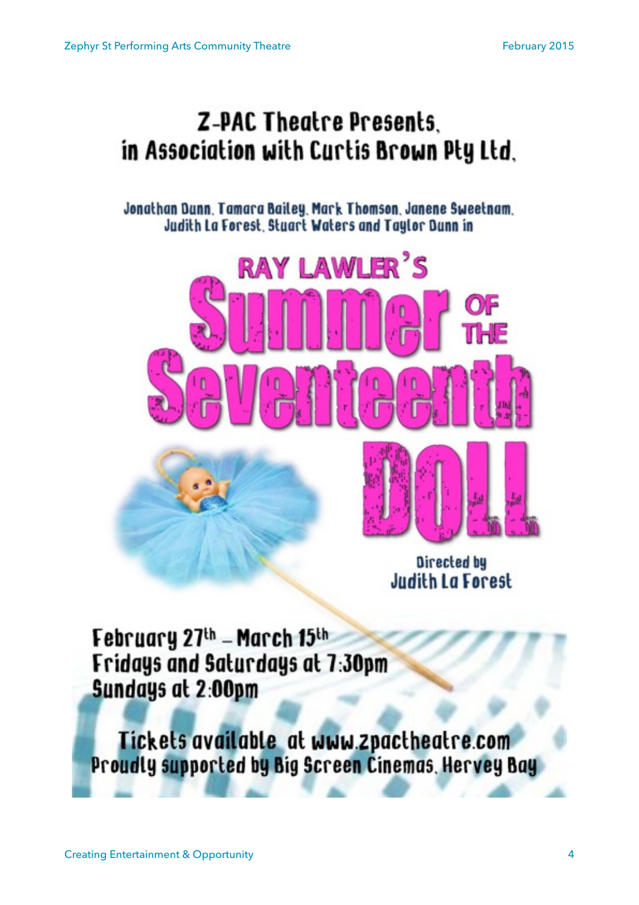Z-PAC Theatre Presents,
in Association with Curtis Brown Pty Ltd,

Jonathan Dunn, Tamara Bailey, Mark Thomson, Janene Sweetnam,
Judith La Forest, Stuart Waters and Taylor Dunn in

# RAY LAWLER'S Summer of the Seventeenth DOLL

Directed by
Judith La Forest

February 27th – March 15th
Fridays and Saturdays at 7:30pm
Sundays at 2:00pm

Tickets available at www.zpactheatre.com
Proudly supported by Big Screen Cinemas, Hervey Bay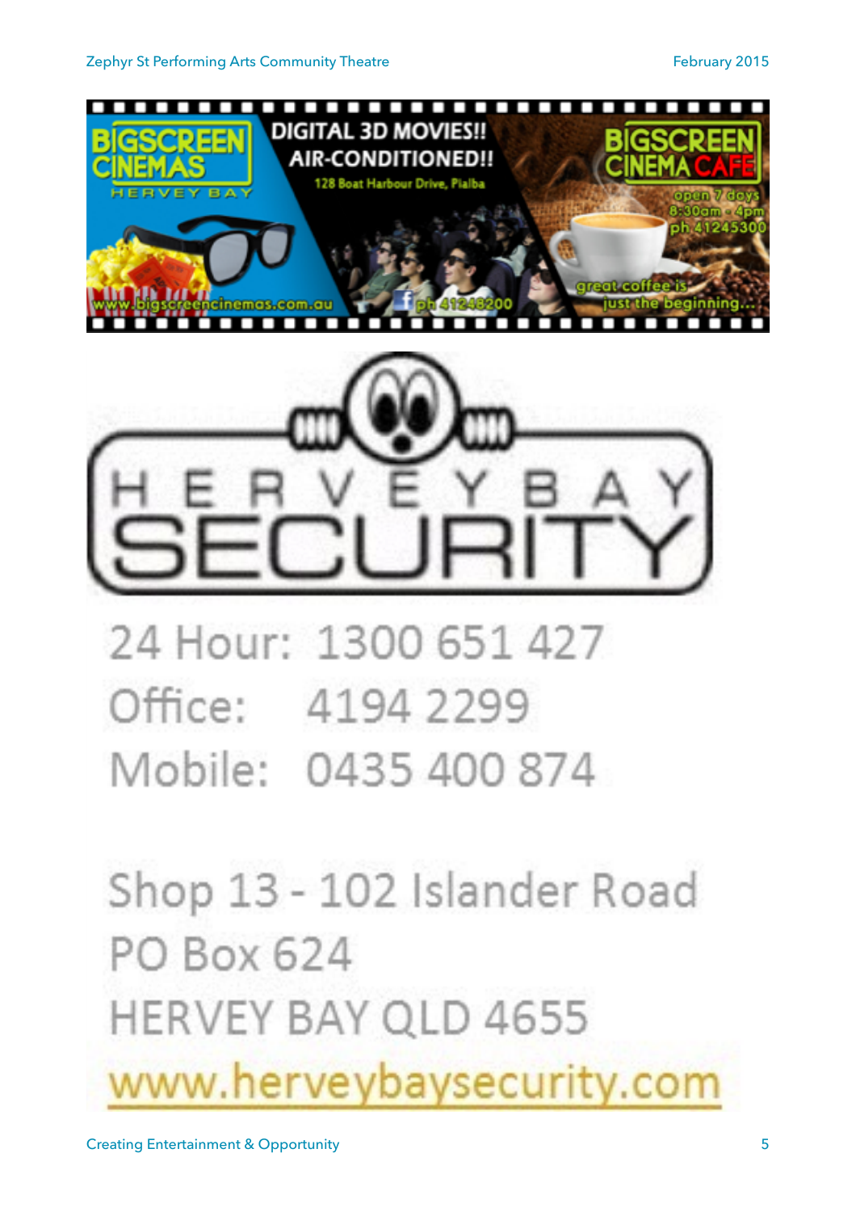BIGSCREEN CINEMAS HERVEY BAY

DIGITAL 3D MOVIES!! AIR-CONDITIONED!!

128 Boat Harbour Drive, Pialba

www.bigscreencinemas.com.au

ph 41248200

BIGSCREEN CINEMA CAFE

open 7 days 8:30am - 4pm ph 41245300

great coffee is just the beginning...

HERVEY BAY SECURITY

24 Hour: 1300 651 427

Office: 4194 2299

Mobile: 0435 400 874

Shop 13 - 102 Islander Road

PO Box 624

HERVEY BAY QLD 4655

www.herveybaysecurity.com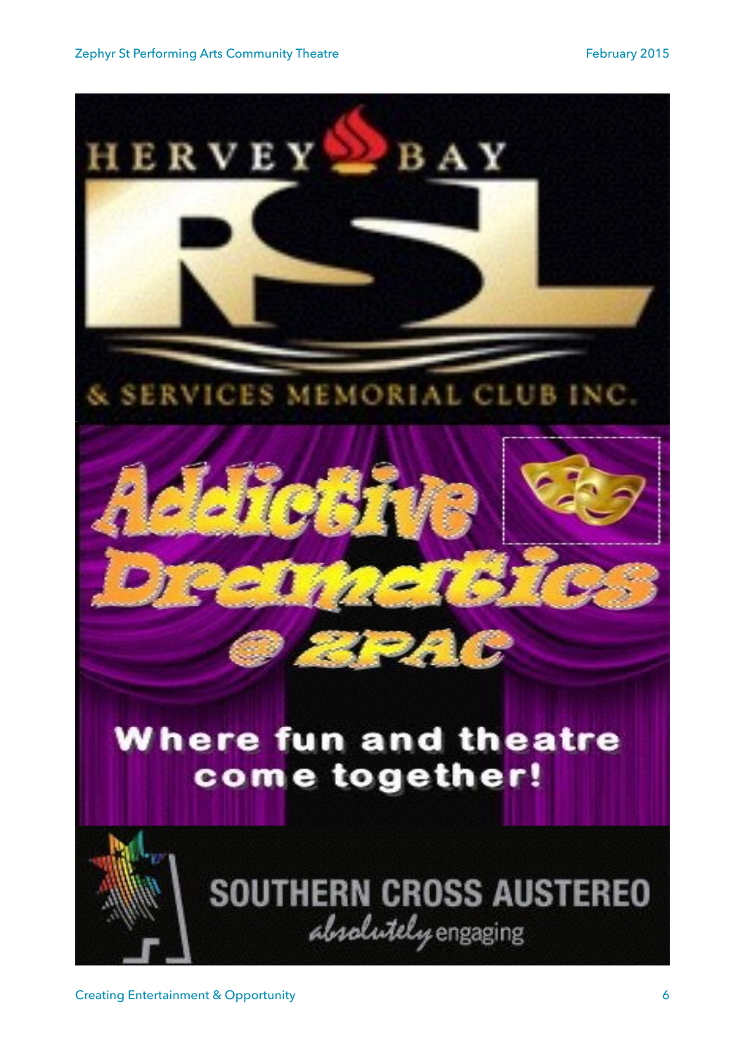HERVEY BAY

RSL

& SERVICES MEMORIAL CLUB INC.

Addictive Dramatics @ ZPAC

Where fun and theatre come together!

SOUTHERN CROSS AUSTEREO

*absolutely* engaging